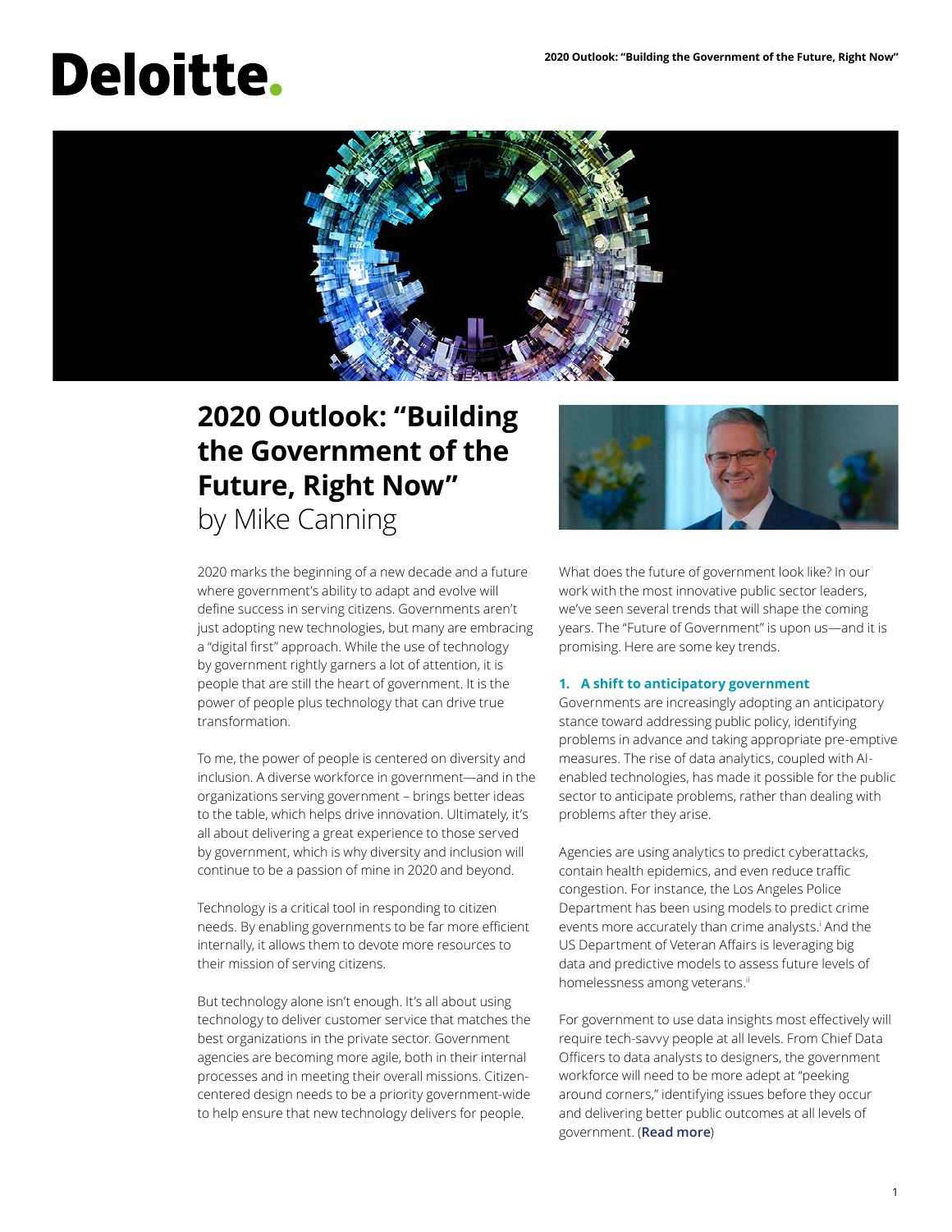# 2020 Outlook: "Building the Government of the Future, Right Now"

by Mike Canning

2020 marks the beginning of a new decade and a future where government's ability to adapt and evolve will define success in serving citizens. Governments aren't just adopting new technologies, but many are embracing a "digital first" approach. While the use of technology by government rightly garners a lot of attention, it is people that are still the heart of government. It is the power of people plus technology that can drive true transformation.

To me, the power of people is centered on diversity and inclusion. A diverse workforce in government—and in the organizations serving government – brings better ideas to the table, which helps drive innovation. Ultimately, it's all about delivering a great experience to those served by government, which is why diversity and inclusion will continue to be a passion of mine in 2020 and beyond.

Technology is a critical tool in responding to citizen needs. By enabling governments to be far more efficient internally, it allows them to devote more resources to their mission of serving citizens.

But technology alone isn't enough. It's all about using technology to deliver customer service that matches the best organizations in the private sector. Government agencies are becoming more agile, both in their internal processes and in meeting their overall missions. Citizen-centered design needs to be a priority government-wide to help ensure that new technology delivers for people.

What does the future of government look like? In our work with the most innovative public sector leaders, we've seen several trends that will shape the coming years. The "Future of Government" is upon us—and it is promising. Here are some key trends.

### 1. A shift to anticipatory government

Governments are increasingly adopting an anticipatory stance toward addressing public policy, identifying problems in advance and taking appropriate pre-emptive measures. The rise of data analytics, coupled with AI-enabled technologies, has made it possible for the public sector to anticipate problems, rather than dealing with problems after they arise.

Agencies are using analytics to predict cyberattacks, contain health epidemics, and even reduce traffic congestion. For instance, the Los Angeles Police Department has been using models to predict crime events more accurately than crime analysts.[i] And the US Department of Veteran Affairs is leveraging big data and predictive models to assess future levels of homelessness among veterans.[ii]

For government to use data insights most effectively will require tech-savvy people at all levels. From Chief Data Officers to data analysts to designers, the government workforce will need to be more adept at "peeking around corners," identifying issues before they occur and delivering better public outcomes at all levels of government. (**Read more**)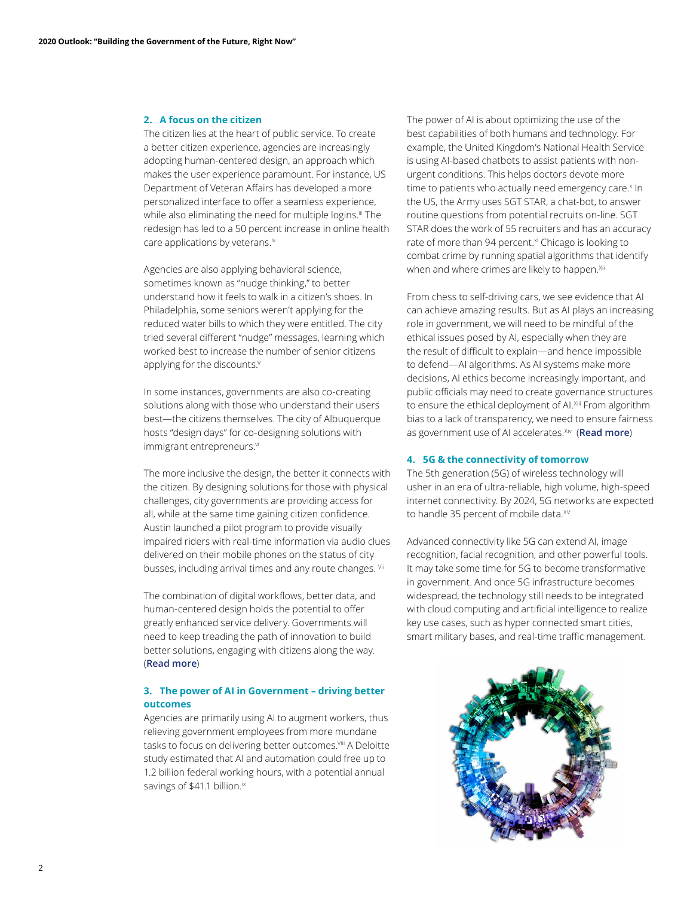## 2. A focus on the citizen

The citizen lies at the heart of public service. To create a better citizen experience, agencies are increasingly adopting human-centered design, an approach which makes the user experience paramount. For instance, US Department of Veteran Affairs has developed a more personalized interface to offer a seamless experience, while also eliminating the need for multiple logins.[iii] The redesign has led to a 50 percent increase in online health care applications by veterans.[iv]

Agencies are also applying behavioral science, sometimes known as "nudge thinking," to better understand how it feels to walk in a citizen's shoes. In Philadelphia, some seniors weren't applying for the reduced water bills to which they were entitled. The city tried several different "nudge" messages, learning which worked best to increase the number of senior citizens applying for the discounts.[v]

In some instances, governments are also co-creating solutions along with those who understand their users best—the citizens themselves. The city of Albuquerque hosts "design days" for co-designing solutions with immigrant entrepreneurs.[vi]

The more inclusive the design, the better it connects with the citizen. By designing solutions for those with physical challenges, city governments are providing access for all, while at the same time gaining citizen confidence. Austin launched a pilot program to provide visually impaired riders with real-time information via audio clues delivered on their mobile phones on the status of city busses, including arrival times and any route changes. [vii]

The combination of digital workflows, better data, and human-centered design holds the potential to offer greatly enhanced service delivery. Governments will need to keep treading the path of innovation to build better solutions, engaging with citizens along the way. (**Read more**)

## 3. The power of AI in Government – driving better outcomes

Agencies are primarily using AI to augment workers, thus relieving government employees from more mundane tasks to focus on delivering better outcomes.[viii] A Deloitte study estimated that AI and automation could free up to 1.2 billion federal working hours, with a potential annual savings of $41.1 billion.[ix]

The power of AI is about optimizing the use of the best capabilities of both humans and technology. For example, the United Kingdom's National Health Service is using AI-based chatbots to assist patients with non-urgent conditions. This helps doctors devote more time to patients who actually need emergency care.[x] In the US, the Army uses SGT STAR, a chat-bot, to answer routine questions from potential recruits on-line. SGT STAR does the work of 55 recruiters and has an accuracy rate of more than 94 percent.[xi] Chicago is looking to combat crime by running spatial algorithms that identify when and where crimes are likely to happen.[xii]

From chess to self-driving cars, we see evidence that AI can achieve amazing results. But as AI plays an increasing role in government, we will need to be mindful of the ethical issues posed by AI, especially when they are the result of difficult to explain—and hence impossible to defend—AI algorithms. As AI systems make more decisions, AI ethics become increasingly important, and public officials may need to create governance structures to ensure the ethical deployment of AI.[xiii] From algorithm bias to a lack of transparency, we need to ensure fairness as government use of AI accelerates.[xiv] (**Read more**)

## 4. 5G & the connectivity of tomorrow

The 5th generation (5G) of wireless technology will usher in an era of ultra-reliable, high volume, high-speed internet connectivity. By 2024, 5G networks are expected to handle 35 percent of mobile data.[xv]

Advanced connectivity like 5G can extend AI, image recognition, facial recognition, and other powerful tools. It may take some time for 5G to become transformative in government. And once 5G infrastructure becomes widespread, the technology still needs to be integrated with cloud computing and artificial intelligence to realize key use cases, such as hyper connected smart cities, smart military bases, and real-time traffic management.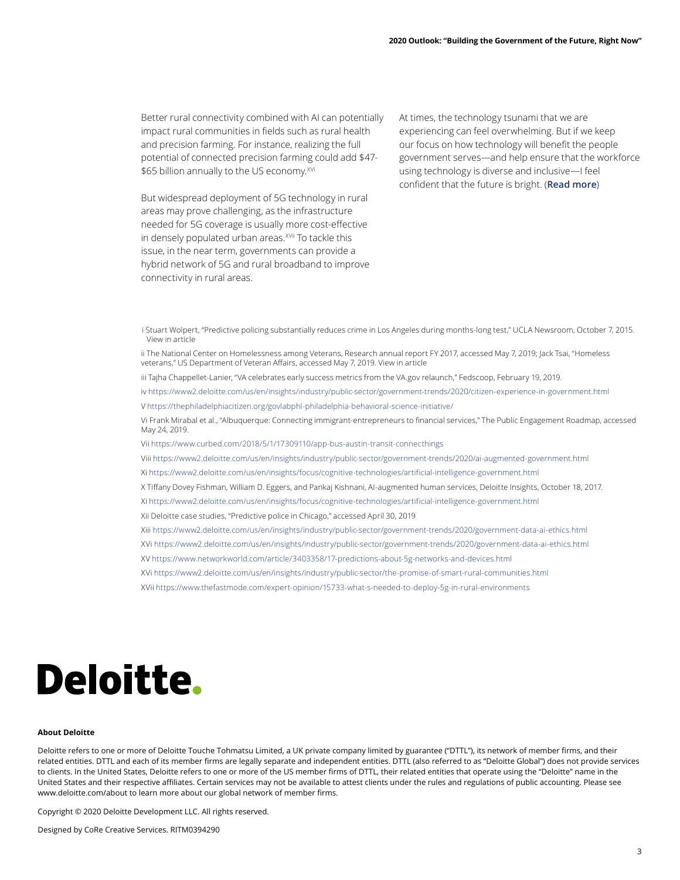Better rural connectivity combined with AI can potentially impact rural communities in fields such as rural health and precision farming. For instance, realizing the full potential of connected precision farming could add $47-$65 billion annually to the US economy.[XVi]

But widespread deployment of 5G technology in rural areas may prove challenging, as the infrastructure needed for 5G coverage is usually more cost-effective in densely populated urban areas.[XVii] To tackle this issue, in the near term, governments can provide a hybrid network of 5G and rural broadband to improve connectivity in rural areas.

At times, the technology tsunami that we are experiencing can feel overwhelming. But if we keep our focus on how technology will benefit the people government serves—and help ensure that the workforce using technology is diverse and inclusive—I feel confident that the future is bright. (**Read more**)

i Stuart Wolpert, "Predictive policing substantially reduces crime in Los Angeles during months-long test," UCLA Newsroom, October 7, 2015. View in article

ii The National Center on Homelessness among Veterans, Research annual report FY 2017, accessed May 7, 2019; Jack Tsai, "Homeless veterans," US Department of Veteran Affairs, accessed May 7, 2019. View in article

iii Tajha Chappellet-Lanier, "VA celebrates early success metrics from the VA.gov relaunch," Fedscoop, February 19, 2019.

iv https://www2.deloitte.com/us/en/insights/industry/public-sector/government-trends/2020/citizen-experience-in-government.html

V https://thephiladelphiacitizen.org/govlabphl-philadelphia-behavioral-science-initiative/

Vi Frank Mirabal et al., "Albuquerque: Connecting immigrant-entrepreneurs to financial services," The Public Engagement Roadmap, accessed May 24, 2019.

Vii https://www.curbed.com/2018/5/1/17309110/app-bus-austin-transit-connecthings

Viii https://www2.deloitte.com/us/en/insights/industry/public-sector/government-trends/2020/ai-augmented-government.html

Xi https://www2.deloitte.com/us/en/insights/focus/cognitive-technologies/artificial-intelligence-government.html

X Tiffany Dovey Fishman, William D. Eggers, and Pankaj Kishnani, AI-augmented human services, Deloitte Insights, October 18, 2017.

Xi https://www2.deloitte.com/us/en/insights/focus/cognitive-technologies/artificial-intelligence-government.html

Xii Deloitte case studies, "Predictive police in Chicago," accessed April 30, 2019

Xiii https://www2.deloitte.com/us/en/insights/industry/public-sector/government-trends/2020/government-data-ai-ethics.html

XVi https://www2.deloitte.com/us/en/insights/industry/public-sector/government-trends/2020/government-data-ai-ethics.html

XV https://www.networkworld.com/article/3403358/17-predictions-about-5g-networks-and-devices.html

XVi https://www2.deloitte.com/us/en/insights/industry/public-sector/the-promise-of-smart-rural-communities.html

XVii https://www.thefastmode.com/expert-opinion/15733-what-s-needed-to-deploy-5g-in-rural-environments

Deloitte.

**About Deloitte**

Deloitte refers to one or more of Deloitte Touche Tohmatsu Limited, a UK private company limited by guarantee ("DTTL"), its network of member firms, and their related entities. DTTL and each of its member firms are legally separate and independent entities. DTTL (also referred to as "Deloitte Global") does not provide services to clients. In the United States, Deloitte refers to one or more of the US member firms of DTTL, their related entities that operate using the "Deloitte" name in the United States and their respective affiliates. Certain services may not be available to attest clients under the rules and regulations of public accounting. Please see www.deloitte.com/about to learn more about our global network of member firms.

Copyright © 2020 Deloitte Development LLC. All rights reserved.

Designed by CoRe Creative Services. RITM0394290